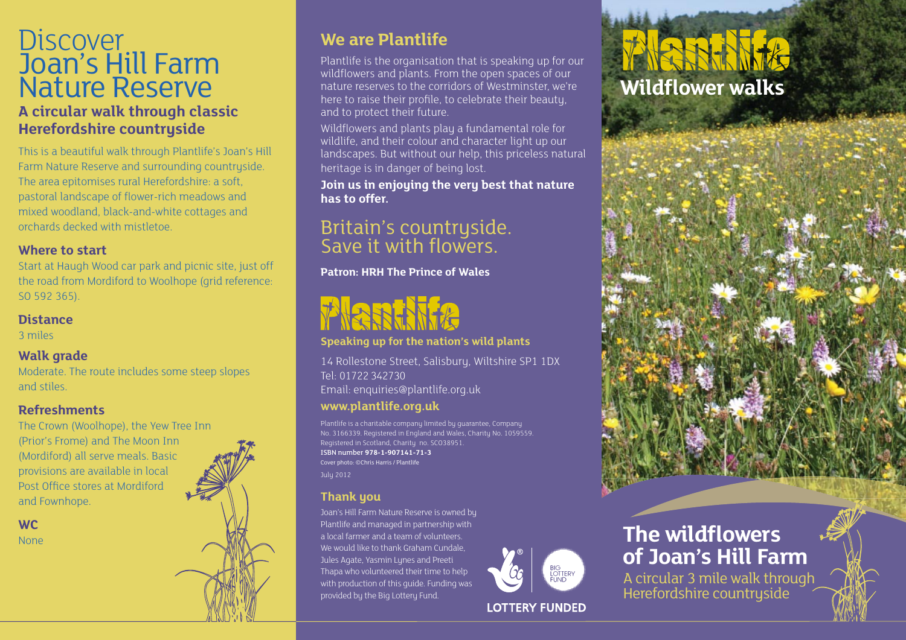# Discover Joan's Hill Farm Nature Reserve

## A circular walk through classic Herefordshire countryside

This is a beautiful walk through Plantlife's Joan's Hill Farm Nature Reserve and surrounding countryside. The area epitomises rural Herefordshire: a soft, pastoral landscape of flower-rich meadows and mixed woodland, black-and-white cottages and orchards decked with mistletoe.

### Where to start

Start at Haugh Wood car park and picnic site, just off the road from Mordiford to Woolhope (grid reference: SO 592 365).

### Distance

3 miles

### Walk grade

Moderate. The route includes some steep slopes and stiles.

### Refreshments

The Crown (Woolhope), the Yew Tree Inn (Prior's Frome) and The Moon Inn (Mordiford) all serve meals. Basic provisions are available in local Post Office stores at Mordiford and Fownhope.

### WC

None

## We are Plantlife

Plantlife is the organisation that is speaking up for our wildflowers and plants. From the open spaces of our nature reserves to the corridors of Westminster, we're here to raise their profile, to celebrate their beauty, and to protect their future.

Wildflowers and plants play a fundamental role for wildlife, and their colour and character light up our landscapes. But without our help, this priceless natural heritage is in danger of being lost.

**Join us in enjoying the very best that nature has to offer.**

## Britain's countryside. Save it with flowers.

**Patron: HRH The Prince of Wales**

Plantlife

**Speaking up for the nation's wild plants**

14 Rollestone Street, Salisbury, Wiltshire SP1 1DX
Tel: 01722 342730
Email: enquiries@plantlife.org.uk

**www.plantlife.org.uk**

Plantlife is a charitable company limited by guarantee, Company No. 3166339. Registered in England and Wales, Charity No. 1059559. Registered in Scotland, Charity no. SC038951.
ISBN number **978-1-907141-71-3**
Cover photo: ©Chris Harris / Plantlife
July 2012

### Thank you

Joan's Hill Farm Nature Reserve is owned by Plantlife and managed in partnership with a local farmer and a team of volunteers. We would like to thank Graham Cundale, Jules Agate, Yasmin Lynes and Preeti Thapa who volunteered their time to help with production of this guide. Funding was provided by the Big Lottery Fund.

BIG LOTTERY FUND

LOTTERY FUNDED

# Plantlife

## Wildflower walks

# The wildflowers of Joan's Hill Farm

A circular 3 mile walk through Herefordshire countryside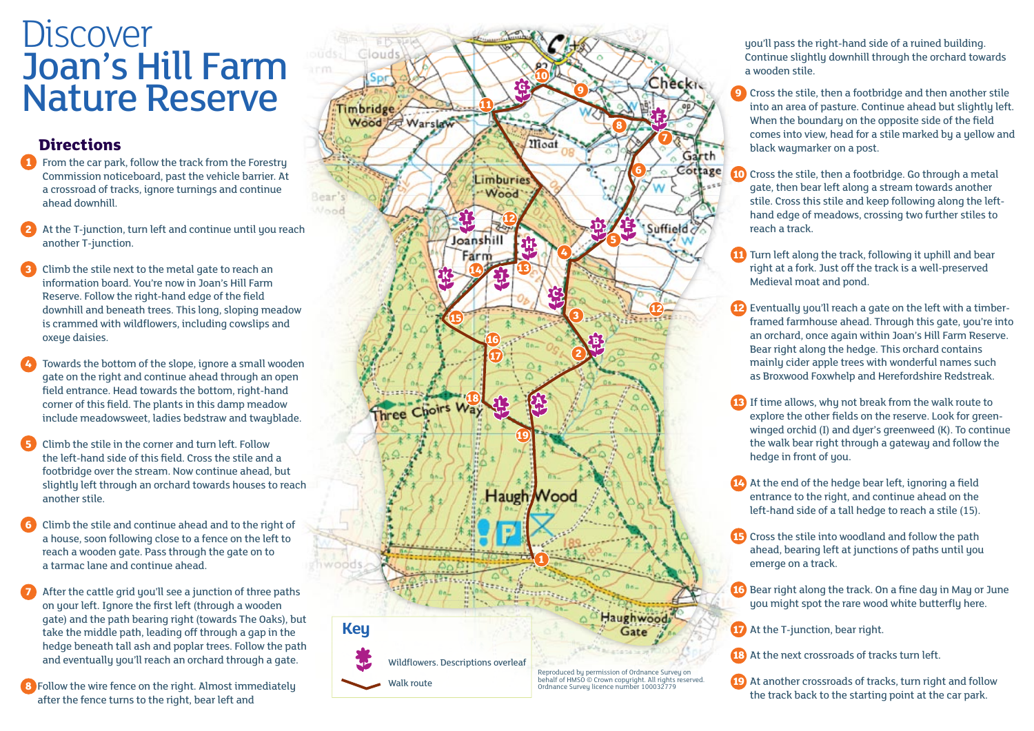# Discover Joan's Hill Farm Nature Reserve

## Directions

1. From the car park, follow the track from the Forestry Commission noticeboard, past the vehicle barrier. At a crossroad of tracks, ignore turnings and continue ahead downhill.

2. At the T-junction, turn left and continue until you reach another T-junction.

3. Climb the stile next to the metal gate to reach an information board. You're now in Joan's Hill Farm Reserve. Follow the right-hand edge of the field downhill and beneath trees. This long, sloping meadow is crammed with wildflowers, including cowslips and oxeye daisies.

4. Towards the bottom of the slope, ignore a small wooden gate on the right and continue ahead through an open field entrance. Head towards the bottom, right-hand corner of this field. The plants in this damp meadow include meadowsweet, ladies bedstraw and twayblade.

5. Climb the stile in the corner and turn left. Follow the left-hand side of this field. Cross the stile and a footbridge over the stream. Now continue ahead, but slightly left through an orchard towards houses to reach another stile.

6. Climb the stile and continue ahead and to the right of a house, soon following close to a fence on the left to reach a wooden gate. Pass through the gate on to a tarmac lane and continue ahead.

7. After the cattle grid you'll see a junction of three paths on your left. Ignore the first left (through a wooden gate) and the path bearing right (towards The Oaks), but take the middle path, leading off through a gap in the hedge beneath tall ash and poplar trees. Follow the path and eventually you'll reach an orchard through a gate.

8. Follow the wire fence on the right. Almost immediately after the fence turns to the right, bear left and you'll pass the right-hand side of a ruined building. Continue slightly downhill through the orchard towards a wooden stile.

9. Cross the stile, then a footbridge and then another stile into an area of pasture. Continue ahead but slightly left. When the boundary on the opposite side of the field comes into view, head for a stile marked by a yellow and black waymarker on a post.

10. Cross the stile, then a footbridge. Go through a metal gate, then bear left along a stream towards another stile. Cross this stile and keep following along the left-hand edge of meadows, crossing two further stiles to reach a track.

11. Turn left along the track, following it uphill and bear right at a fork. Just off the track is a well-preserved Medieval moat and pond.

12. Eventually you'll reach a gate on the left with a timber-framed farmhouse ahead. Through this gate, you're into an orchard, once again within Joan's Hill Farm Reserve. Bear right along the hedge. This orchard contains mainly cider apple trees with wonderful names such as Broxwood Foxwhelp and Herefordshire Redstreak.

13. If time allows, why not break from the walk route to explore the other fields on the reserve. Look for green-winged orchid (I) and dyer's greenweed (K). To continue the walk bear right through a gateway and follow the hedge in front of you.

14. At the end of the hedge bear left, ignoring a field entrance to the right, and continue ahead on the left-hand side of a tall hedge to reach a stile (15).

15. Cross the stile into woodland and follow the path ahead, bearing left at junctions of paths until you emerge on a track.

16. Bear right along the track. On a fine day in May or June you might spot the rare wood white butterfly here.

17. At the T-junction, bear right.

18. At the next crossroads of tracks turn left.

19. At another crossroads of tracks, turn right and follow the track back to the starting point at the car park.

**Key**

- Wildflowers. Descriptions overleaf
- Walk route

Reproduced by permission of Ordnance Survey on behalf of HMSO © Crown copyright. All rights reserved. Ordnance Survey licence number 100032779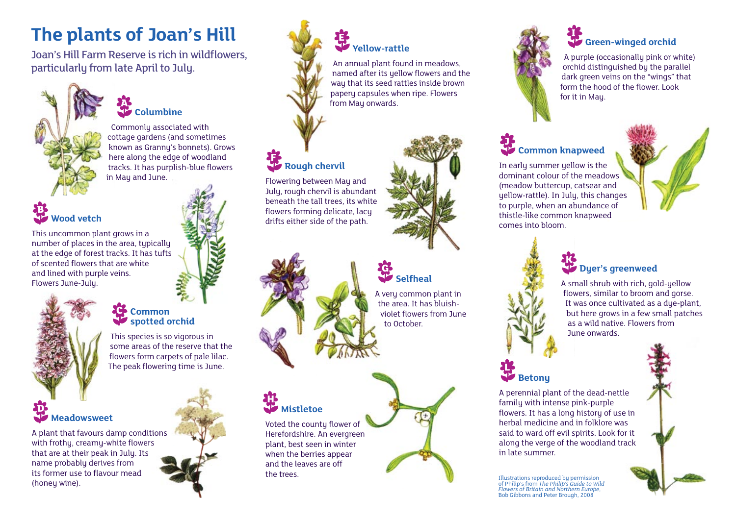# The plants of Joan's Hill

Joan's Hill Farm Reserve is rich in wildflowers, particularly from late April to July.

## A Columbine

Commonly associated with cottage gardens (and sometimes known as Granny's bonnets). Grows here along the edge of woodland tracks. It has purplish-blue flowers in May and June.

## B Wood vetch

This uncommon plant grows in a number of places in the area, typically at the edge of forest tracks. It has tufts of scented flowers that are white and lined with purple veins. Flowers June-July.

## C Common spotted orchid

This species is so vigorous in some areas of the reserve that the flowers form carpets of pale lilac. The peak flowering time is June.

## D Meadowsweet

A plant that favours damp conditions with frothy, creamy-white flowers that are at their peak in July. Its name probably derives from its former use to flavour mead (honey wine).

## E Yellow-rattle

An annual plant found in meadows, named after its yellow flowers and the way that its seed rattles inside brown papery capsules when ripe. Flowers from May onwards.

## F Rough chervil

Flowering between May and July, rough chervil is abundant beneath the tall trees, its white flowers forming delicate, lacy drifts either side of the path.

## G Selfheal

A very common plant in the area. It has bluish-violet flowers from June to October.

## H Mistletoe

Voted the county flower of Herefordshire. An evergreen plant, best seen in winter when the berries appear and the leaves are off the trees.

## I Green-winged orchid

A purple (occasionally pink or white) orchid distinguished by the parallel dark green veins on the "wings" that form the hood of the flower. Look for it in May.

## J Common knapweed

In early summer yellow is the dominant colour of the meadows (meadow buttercup, catsear and yellow-rattle). In July, this changes to purple, when an abundance of thistle-like common knapweed comes into bloom.

## K Dyer's greenweed

A small shrub with rich, gold-yellow flowers, similar to broom and gorse. It was once cultivated as a dye-plant, but here grows in a few small patches as a wild native. Flowers from June onwards.

## L Betony

A perennial plant of the dead-nettle family with intense pink-purple flowers. It has a long history of use in herbal medicine and in folklore was said to ward off evil spirits. Look for it along the verge of the woodland track in late summer.

Illustrations reproduced by permission of Philip's from *The Philip's Guide to Wild Flowers of Britain and Northern Europe*, Bob Gibbons and Peter Brough, 2008